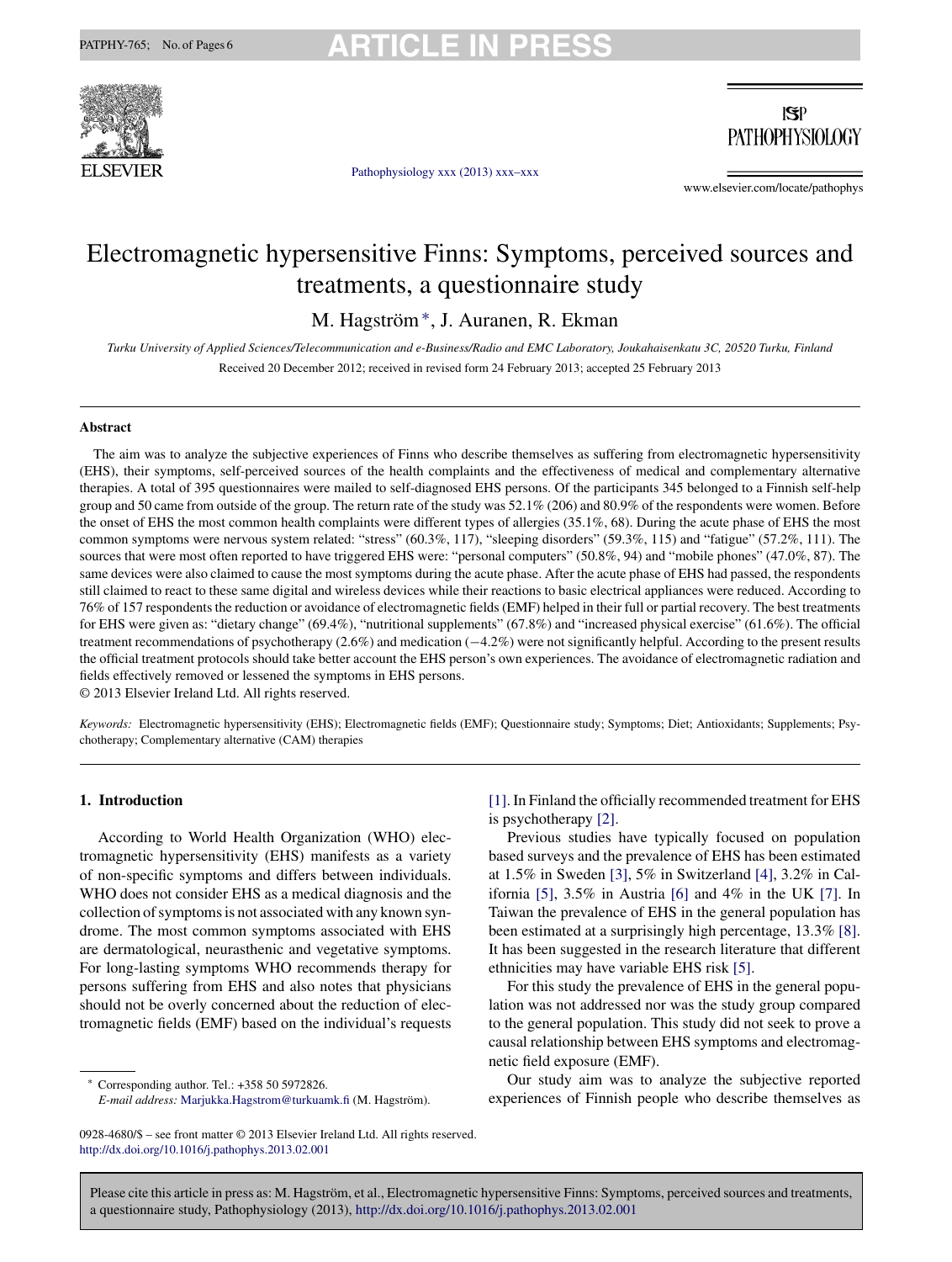# Electromagnetic hypersensitive Finns: Symptoms, perceived sources and treatments, a questionnaire study

M. Hagström*, J. Auranen, R. Ekman

*Turku University of Applied Sciences/Telecommunication and e-Business/Radio and EMC Laboratory, Joukahaisenkatu 3C, 20520 Turku, Finland*

Received 20 December 2012; received in revised form 24 February 2013; accepted 25 February 2013

## Abstract

The aim was to analyze the subjective experiences of Finns who describe themselves as suffering from electromagnetic hypersensitivity (EHS), their symptoms, self-perceived sources of the health complaints and the effectiveness of medical and complementary alternative therapies. A total of 395 questionnaires were mailed to self-diagnosed EHS persons. Of the participants 345 belonged to a Finnish self-help group and 50 came from outside of the group. The return rate of the study was 52.1% (206) and 80.9% of the respondents were women. Before the onset of EHS the most common health complaints were different types of allergies (35.1%, 68). During the acute phase of EHS the most common symptoms were nervous system related: "stress" (60.3%, 117), "sleeping disorders" (59.3%, 115) and "fatigue" (57.2%, 111). The sources that were most often reported to have triggered EHS were: "personal computers" (50.8%, 94) and "mobile phones" (47.0%, 87). The same devices were also claimed to cause the most symptoms during the acute phase. After the acute phase of EHS had passed, the respondents still claimed to react to these same digital and wireless devices while their reactions to basic electrical appliances were reduced. According to 76% of 157 respondents the reduction or avoidance of electromagnetic fields (EMF) helped in their full or partial recovery. The best treatments for EHS were given as: "dietary change" (69.4%), "nutritional supplements" (67.8%) and "increased physical exercise" (61.6%). The official treatment recommendations of psychotherapy (2.6%) and medication (−4.2%) were not significantly helpful. According to the present results the official treatment protocols should take better account the EHS person's own experiences. The avoidance of electromagnetic radiation and fields effectively removed or lessened the symptoms in EHS persons.

© 2013 Elsevier Ireland Ltd. All rights reserved.

*Keywords:* Electromagnetic hypersensitivity (EHS); Electromagnetic fields (EMF); Questionnaire study; Symptoms; Diet; Antioxidants; Supplements; Psychotherapy; Complementary alternative (CAM) therapies

## 1. Introduction

According to World Health Organization (WHO) electromagnetic hypersensitivity (EHS) manifests as a variety of non-specific symptoms and differs between individuals. WHO does not consider EHS as a medical diagnosis and the collection of symptoms is not associated with any known syndrome. The most common symptoms associated with EHS are dermatological, neurasthenic and vegetative symptoms. For long-lasting symptoms WHO recommends therapy for persons suffering from EHS and also notes that physicians should not be overly concerned about the reduction of electromagnetic fields (EMF) based on the individual's requests [1]. In Finland the officially recommended treatment for EHS is psychotherapy [2].

Previous studies have typically focused on population based surveys and the prevalence of EHS has been estimated at 1.5% in Sweden [3], 5% in Switzerland [4], 3.2% in California [5], 3.5% in Austria [6] and 4% in the UK [7]. In Taiwan the prevalence of EHS in the general population has been estimated at a surprisingly high percentage, 13.3% [8]. It has been suggested in the research literature that different ethnicities may have variable EHS risk [5].

For this study the prevalence of EHS in the general population was not addressed nor was the study group compared to the general population. This study did not seek to prove a causal relationship between EHS symptoms and electromagnetic field exposure (EMF).

Our study aim was to analyze the subjective reported experiences of Finnish people who describe themselves as

* Corresponding author. Tel.: +358 50 5972826.
*E-mail address:* Marjukka.Hagstrom@turkuamk.fi (M. Hagström).

0928-4680/$ – see front matter © 2013 Elsevier Ireland Ltd. All rights reserved.
http://dx.doi.org/10.1016/j.pathophys.2013.02.001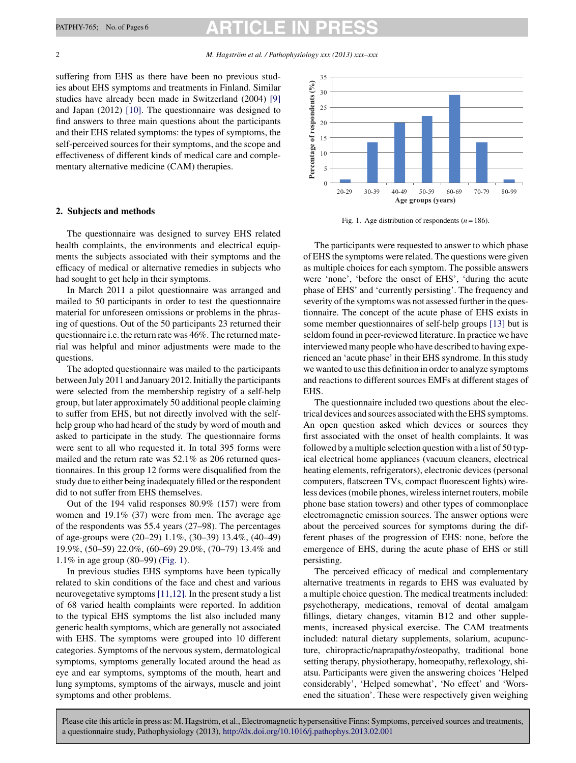suffering from EHS as there have been no previous studies about EHS symptoms and treatments in Finland. Similar studies have already been made in Switzerland (2004) [9] and Japan (2012) [10]. The questionnaire was designed to find answers to three main questions about the participants and their EHS related symptoms: the types of symptoms, the self-perceived sources for their symptoms, and the scope and effectiveness of different kinds of medical care and complementary alternative medicine (CAM) therapies.

## 2. Subjects and methods

The questionnaire was designed to survey EHS related health complaints, the environments and electrical equipments the subjects associated with their symptoms and the efficacy of medical or alternative remedies in subjects who had sought to get help in their symptoms.

In March 2011 a pilot questionnaire was arranged and mailed to 50 participants in order to test the questionnaire material for unforeseen omissions or problems in the phrasing of questions. Out of the 50 participants 23 returned their questionnaire i.e. the return rate was 46%. The returned material was helpful and minor adjustments were made to the questions.

The adopted questionnaire was mailed to the participants between July 2011 and January 2012. Initially the participants were selected from the membership registry of a self-help group, but later approximately 50 additional people claiming to suffer from EHS, but not directly involved with the self-help group who had heard of the study by word of mouth and asked to participate in the study. The questionnaire forms were sent to all who requested it. In total 395 forms were mailed and the return rate was 52.1% as 206 returned questionnaires. In this group 12 forms were disqualified from the study due to either being inadequately filled or the respondent did to not suffer from EHS themselves.

Out of the 194 valid responses 80.9% (157) were from women and 19.1% (37) were from men. The average age of the respondents was 55.4 years (27–98). The percentages of age-groups were (20–29) 1.1%, (30–39) 13.4%, (40–49) 19.9%, (50–59) 22.0%, (60–69) 29.0%, (70–79) 13.4% and 1.1% in age group (80–99) (Fig. 1).

In previous studies EHS symptoms have been typically related to skin conditions of the face and chest and various neurovegetative symptoms [11,12]. In the present study a list of 68 varied health complaints were reported. In addition to the typical EHS symptoms the list also included many generic health symptoms, which are generally not associated with EHS. The symptoms were grouped into 10 different categories. Symptoms of the nervous system, dermatological symptoms, symptoms generally located around the head as eye and ear symptoms, symptoms of the mouth, heart and lung symptoms, symptoms of the airways, muscle and joint symptoms and other problems.

Percentage of respondents (%)
35
30
25
20
15
10
5
0
20-29 30-39 40-49 50-59 60-69 70-79 80-99
Age groups (years)

Fig. 1. Age distribution of respondents ($n = 186$).

The participants were requested to answer to which phase of EHS the symptoms were related. The questions were given as multiple choices for each symptom. The possible answers were 'none', 'before the onset of EHS', 'during the acute phase of EHS' and 'currently persisting'. The frequency and severity of the symptoms was not assessed further in the questionnaire. The concept of the acute phase of EHS exists in some member questionnaires of self-help groups [13] but is seldom found in peer-reviewed literature. In practice we have interviewed many people who have described to having experienced an 'acute phase' in their EHS syndrome. In this study we wanted to use this definition in order to analyze symptoms and reactions to different sources EMFs at different stages of EHS.

The questionnaire included two questions about the electrical devices and sources associated with the EHS symptoms. An open question asked which devices or sources they first associated with the onset of health complaints. It was followed by a multiple selection question with a list of 50 typical electrical home appliances (vacuum cleaners, electrical heating elements, refrigerators), electronic devices (personal computers, flatscreen TVs, compact fluorescent lights) wireless devices (mobile phones, wireless internet routers, mobile phone base station towers) and other types of commonplace electromagnetic emission sources. The answer options were about the perceived sources for symptoms during the different phases of the progression of EHS: none, before the emergence of EHS, during the acute phase of EHS or still persisting.

The perceived efficacy of medical and complementary alternative treatments in regards to EHS was evaluated by a multiple choice question. The medical treatments included: psychotherapy, medications, removal of dental amalgam fillings, dietary changes, vitamin B12 and other supplements, increased physical exercise. The CAM treatments included: natural dietary supplements, solarium, acupuncture, chiropractic/naprapathy/osteopathy, traditional bone setting therapy, physiotherapy, homeopathy, reflexology, shiatsu. Participants were given the answering choices 'Helped considerably', 'Helped somewhat', 'No effect' and 'Worsened the situation'. These were respectively given weighing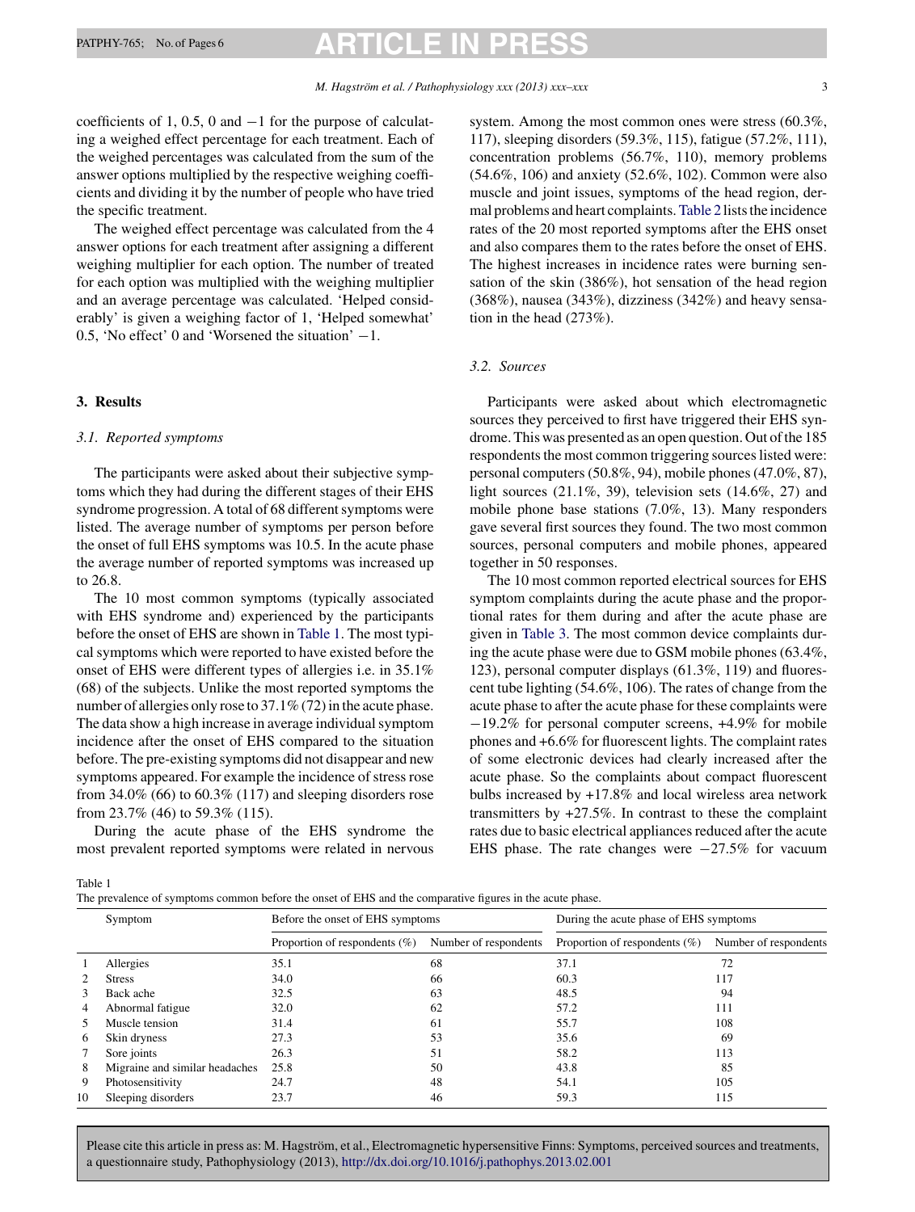coefficients of 1, 0.5, 0 and −1 for the purpose of calculating a weighed effect percentage for each treatment. Each of the weighed percentages was calculated from the sum of the answer options multiplied by the respective weighing coefficients and dividing it by the number of people who have tried the specific treatment.

The weighed effect percentage was calculated from the 4 answer options for each treatment after assigning a different weighing multiplier for each option. The number of treated for each option was multiplied with the weighing multiplier and an average percentage was calculated. 'Helped considerably' is given a weighing factor of 1, 'Helped somewhat' 0.5, 'No effect' 0 and 'Worsened the situation' −1.

## 3. Results

### 3.1. Reported symptoms

The participants were asked about their subjective symptoms which they had during the different stages of their EHS syndrome progression. A total of 68 different symptoms were listed. The average number of symptoms per person before the onset of full EHS symptoms was 10.5. In the acute phase the average number of reported symptoms was increased up to 26.8.

The 10 most common symptoms (typically associated with EHS syndrome and) experienced by the participants before the onset of EHS are shown in Table 1. The most typical symptoms which were reported to have existed before the onset of EHS were different types of allergies i.e. in 35.1% (68) of the subjects. Unlike the most reported symptoms the number of allergies only rose to 37.1% (72) in the acute phase. The data show a high increase in average individual symptom incidence after the onset of EHS compared to the situation before. The pre-existing symptoms did not disappear and new symptoms appeared. For example the incidence of stress rose from 34.0% (66) to 60.3% (117) and sleeping disorders rose from 23.7% (46) to 59.3% (115).

During the acute phase of the EHS syndrome the most prevalent reported symptoms were related in nervous system. Among the most common ones were stress (60.3%, 117), sleeping disorders (59.3%, 115), fatigue (57.2%, 111), concentration problems (56.7%, 110), memory problems (54.6%, 106) and anxiety (52.6%, 102). Common were also muscle and joint issues, symptoms of the head region, dermal problems and heart complaints. Table 2 lists the incidence rates of the 20 most reported symptoms after the EHS onset and also compares them to the rates before the onset of EHS. The highest increases in incidence rates were burning sensation of the skin (386%), hot sensation of the head region (368%), nausea (343%), dizziness (342%) and heavy sensation in the head (273%).

### 3.2. Sources

Participants were asked about which electromagnetic sources they perceived to first have triggered their EHS syndrome. This was presented as an open question. Out of the 185 respondents the most common triggering sources listed were: personal computers (50.8%, 94), mobile phones (47.0%, 87), light sources (21.1%, 39), television sets (14.6%, 27) and mobile phone base stations (7.0%, 13). Many responders gave several first sources they found. The two most common sources, personal computers and mobile phones, appeared together in 50 responses.

The 10 most common reported electrical sources for EHS symptom complaints during the acute phase and the proportional rates for them during and after the acute phase are given in Table 3. The most common device complaints during the acute phase were due to GSM mobile phones (63.4%, 123), personal computer displays (61.3%, 119) and fluorescent tube lighting (54.6%, 106). The rates of change from the acute phase to after the acute phase for these complaints were −19.2% for personal computer screens, +4.9% for mobile phones and +6.6% for fluorescent lights. The complaint rates of some electronic devices had clearly increased after the acute phase. So the complaints about compact fluorescent bulbs increased by +17.8% and local wireless area network transmitters by +27.5%. In contrast to these the complaint rates due to basic electrical appliances reduced after the acute EHS phase. The rate changes were −27.5% for vacuum

Table 1
The prevalence of symptoms common before the onset of EHS and the comparative figures in the acute phase.

| | Symptom | Before the onset of EHS symptoms | | During the acute phase of EHS symptoms | |
|---|---|---|---|---|---|
| | | Proportion of respondents (%) | Number of respondents | Proportion of respondents (%) | Number of respondents |
| 1 | Allergies | 35.1 | 68 | 37.1 | 72 |
| 2 | Stress | 34.0 | 66 | 60.3 | 117 |
| 3 | Back ache | 32.5 | 63 | 48.5 | 94 |
| 4 | Abnormal fatigue | 32.0 | 62 | 57.2 | 111 |
| 5 | Muscle tension | 31.4 | 61 | 55.7 | 108 |
| 6 | Skin dryness | 27.3 | 53 | 35.6 | 69 |
| 7 | Sore joints | 26.3 | 51 | 58.2 | 113 |
| 8 | Migraine and similar headaches | 25.8 | 50 | 43.8 | 85 |
| 9 | Photosensitivity | 24.7 | 48 | 54.1 | 105 |
| 10 | Sleeping disorders | 23.7 | 46 | 59.3 | 115 |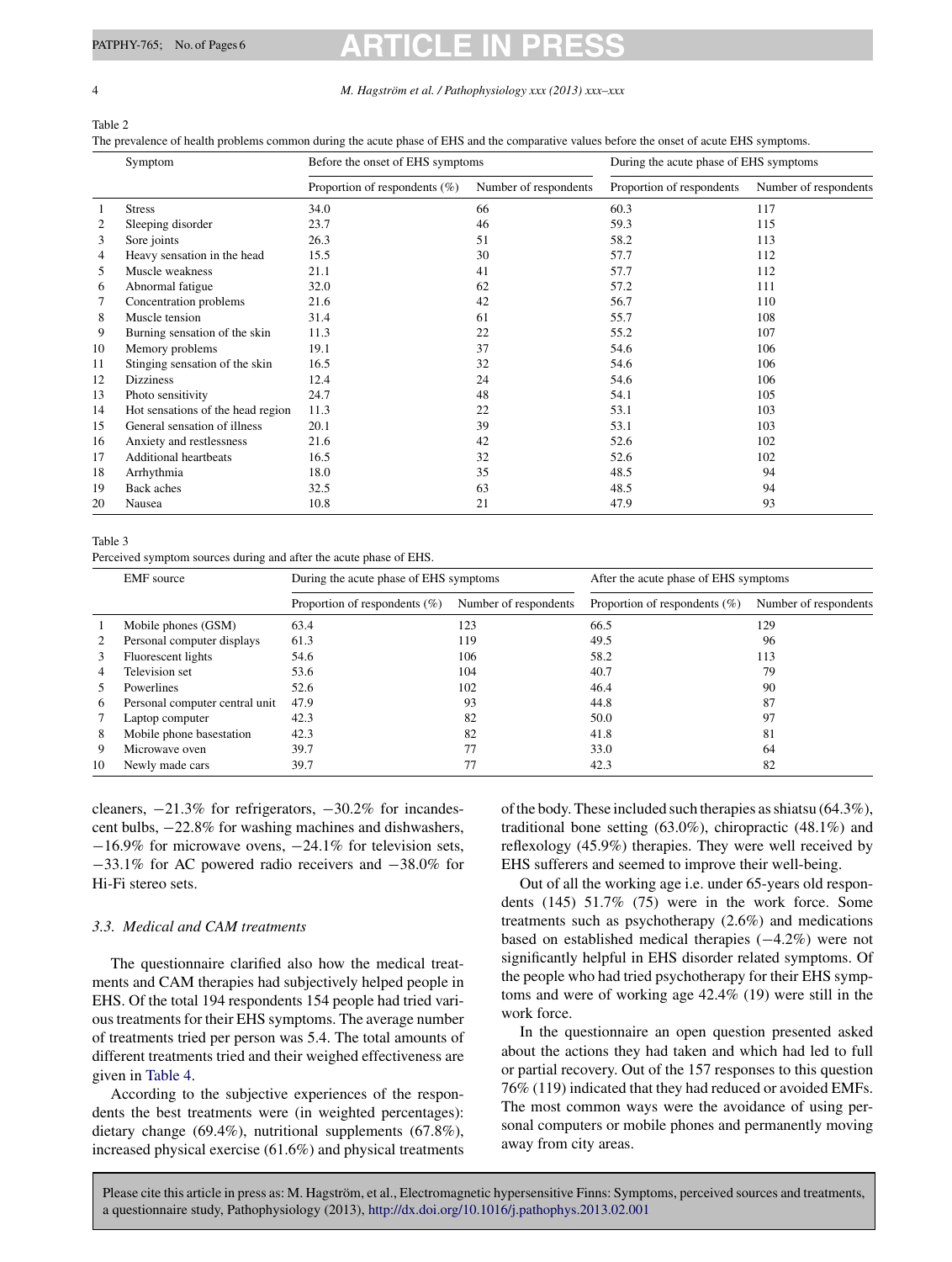Table 2

The prevalence of health problems common during the acute phase of EHS and the comparative values before the onset of acute EHS symptoms.

| | Symptom | Before the onset of EHS symptoms | | During the acute phase of EHS symptoms | |
|---|---|---|---|---|---|
| | | Proportion of respondents (%) | Number of respondents | Proportion of respondents | Number of respondents |
| 1 | Stress | 34.0 | 66 | 60.3 | 117 |
| 2 | Sleeping disorder | 23.7 | 46 | 59.3 | 115 |
| 3 | Sore joints | 26.3 | 51 | 58.2 | 113 |
| 4 | Heavy sensation in the head | 15.5 | 30 | 57.7 | 112 |
| 5 | Muscle weakness | 21.1 | 41 | 57.7 | 112 |
| 6 | Abnormal fatigue | 32.0 | 62 | 57.2 | 111 |
| 7 | Concentration problems | 21.6 | 42 | 56.7 | 110 |
| 8 | Muscle tension | 31.4 | 61 | 55.7 | 108 |
| 9 | Burning sensation of the skin | 11.3 | 22 | 55.2 | 107 |
| 10 | Memory problems | 19.1 | 37 | 54.6 | 106 |
| 11 | Stinging sensation of the skin | 16.5 | 32 | 54.6 | 106 |
| 12 | Dizziness | 12.4 | 24 | 54.6 | 106 |
| 13 | Photo sensitivity | 24.7 | 48 | 54.1 | 105 |
| 14 | Hot sensations of the head region | 11.3 | 22 | 53.1 | 103 |
| 15 | General sensation of illness | 20.1 | 39 | 53.1 | 103 |
| 16 | Anxiety and restlessness | 21.6 | 42 | 52.6 | 102 |
| 17 | Additional heartbeats | 16.5 | 32 | 52.6 | 102 |
| 18 | Arrhythmia | 18.0 | 35 | 48.5 | 94 |
| 19 | Back aches | 32.5 | 63 | 48.5 | 94 |
| 20 | Nausea | 10.8 | 21 | 47.9 | 93 |

Table 3

Perceived symptom sources during and after the acute phase of EHS.

| | EMF source | During the acute phase of EHS symptoms | | After the acute phase of EHS symptoms | |
|---|---|---|---|---|---|
| | | Proportion of respondents (%) | Number of respondents | Proportion of respondents (%) | Number of respondents |
| 1 | Mobile phones (GSM) | 63.4 | 123 | 66.5 | 129 |
| 2 | Personal computer displays | 61.3 | 119 | 49.5 | 96 |
| 3 | Fluorescent lights | 54.6 | 106 | 58.2 | 113 |
| 4 | Television set | 53.6 | 104 | 40.7 | 79 |
| 5 | Powerlines | 52.6 | 102 | 46.4 | 90 |
| 6 | Personal computer central unit | 47.9 | 93 | 44.8 | 87 |
| 7 | Laptop computer | 42.3 | 82 | 50.0 | 97 |
| 8 | Mobile phone basestation | 42.3 | 82 | 41.8 | 81 |
| 9 | Microwave oven | 39.7 | 77 | 33.0 | 64 |
| 10 | Newly made cars | 39.7 | 77 | 42.3 | 82 |

cleaners, −21.3% for refrigerators, −30.2% for incandescent bulbs, −22.8% for washing machines and dishwashers, −16.9% for microwave ovens, −24.1% for television sets, −33.1% for AC powered radio receivers and −38.0% for Hi-Fi stereo sets.

### *3.3. Medical and CAM treatments*

The questionnaire clarified also how the medical treatments and CAM therapies had subjectively helped people in EHS. Of the total 194 respondents 154 people had tried various treatments for their EHS symptoms. The average number of treatments tried per person was 5.4. The total amounts of different treatments tried and their weighed effectiveness are given in Table 4.

According to the subjective experiences of the respondents the best treatments were (in weighted percentages): dietary change (69.4%), nutritional supplements (67.8%), increased physical exercise (61.6%) and physical treatments of the body. These included such therapies as shiatsu (64.3%), traditional bone setting (63.0%), chiropractic (48.1%) and reflexology (45.9%) therapies. They were well received by EHS sufferers and seemed to improve their well-being.

Out of all the working age i.e. under 65-years old respondents (145) 51.7% (75) were in the work force. Some treatments such as psychotherapy (2.6%) and medications based on established medical therapies (−4.2%) were not significantly helpful in EHS disorder related symptoms. Of the people who had tried psychotherapy for their EHS symptoms and were of working age 42.4% (19) were still in the work force.

In the questionnaire an open question presented asked about the actions they had taken and which had led to full or partial recovery. Out of the 157 responses to this question 76% (119) indicated that they had reduced or avoided EMFs. The most common ways were the avoidance of using personal computers or mobile phones and permanently moving away from city areas.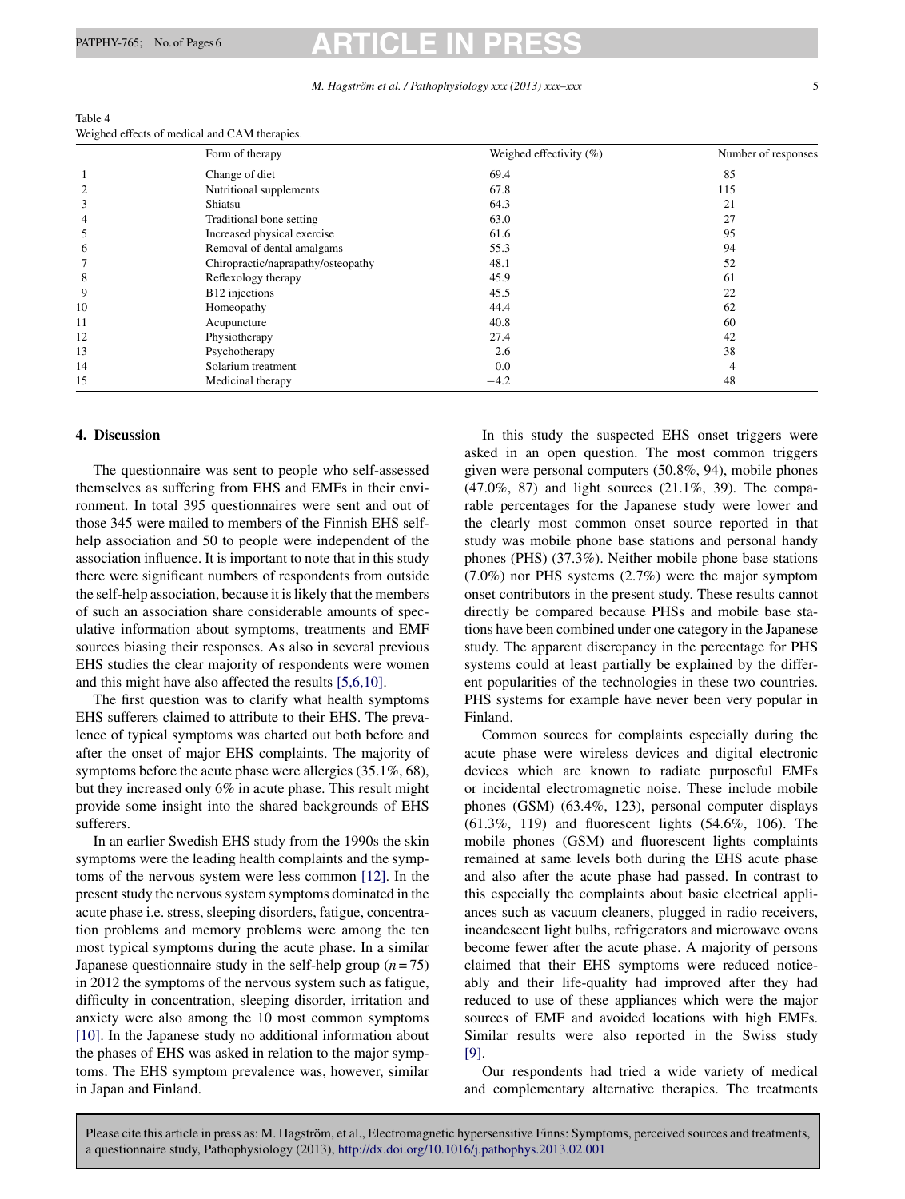Table 4
Weighed effects of medical and CAM therapies.

| | Form of therapy | Weighed effectivity (%) | Number of responses |
|---|---|---|---|
| 1 | Change of diet | 69.4 | 85 |
| 2 | Nutritional supplements | 67.8 | 115 |
| 3 | Shiatsu | 64.3 | 21 |
| 4 | Traditional bone setting | 63.0 | 27 |
| 5 | Increased physical exercise | 61.6 | 95 |
| 6 | Removal of dental amalgams | 55.3 | 94 |
| 7 | Chiropractic/naprapathy/osteopathy | 48.1 | 52 |
| 8 | Reflexology therapy | 45.9 | 61 |
| 9 | B12 injections | 45.5 | 22 |
| 10 | Homeopathy | 44.4 | 62 |
| 11 | Acupuncture | 40.8 | 60 |
| 12 | Physiotherapy | 27.4 | 42 |
| 13 | Psychotherapy | 2.6 | 38 |
| 14 | Solarium treatment | 0.0 | 4 |
| 15 | Medicinal therapy | −4.2 | 48 |

## 4. Discussion

The questionnaire was sent to people who self-assessed themselves as suffering from EHS and EMFs in their environment. In total 395 questionnaires were sent and out of those 345 were mailed to members of the Finnish EHS self-help association and 50 to people were independent of the association influence. It is important to note that in this study there were significant numbers of respondents from outside the self-help association, because it is likely that the members of such an association share considerable amounts of speculative information about symptoms, treatments and EMF sources biasing their responses. As also in several previous EHS studies the clear majority of respondents were women and this might have also affected the results [5,6,10].

The first question was to clarify what health symptoms EHS sufferers claimed to attribute to their EHS. The prevalence of typical symptoms was charted out both before and after the onset of major EHS complaints. The majority of symptoms before the acute phase were allergies (35.1%, 68), but they increased only 6% in acute phase. This result might provide some insight into the shared backgrounds of EHS sufferers.

In an earlier Swedish EHS study from the 1990s the skin symptoms were the leading health complaints and the symptoms of the nervous system were less common [12]. In the present study the nervous system symptoms dominated in the acute phase i.e. stress, sleeping disorders, fatigue, concentration problems and memory problems were among the ten most typical symptoms during the acute phase. In a similar Japanese questionnaire study in the self-help group ($n = 75$) in 2012 the symptoms of the nervous system such as fatigue, difficulty in concentration, sleeping disorder, irritation and anxiety were also among the 10 most common symptoms [10]. In the Japanese study no additional information about the phases of EHS was asked in relation to the major symptoms. The EHS symptom prevalence was, however, similar in Japan and Finland.

In this study the suspected EHS onset triggers were asked in an open question. The most common triggers given were personal computers (50.8%, 94), mobile phones (47.0%, 87) and light sources (21.1%, 39). The comparable percentages for the Japanese study were lower and the clearly most common onset source reported in that study was mobile phone base stations and personal handy phones (PHS) (37.3%). Neither mobile phone base stations (7.0%) nor PHS systems (2.7%) were the major symptom onset contributors in the present study. These results cannot directly be compared because PHSs and mobile base stations have been combined under one category in the Japanese study. The apparent discrepancy in the percentage for PHS systems could at least partially be explained by the different popularities of the technologies in these two countries. PHS systems for example have never been very popular in Finland.

Common sources for complaints especially during the acute phase were wireless devices and digital electronic devices which are known to radiate purposeful EMFs or incidental electromagnetic noise. These include mobile phones (GSM) (63.4%, 123), personal computer displays (61.3%, 119) and fluorescent lights (54.6%, 106). The mobile phones (GSM) and fluorescent lights complaints remained at same levels both during the EHS acute phase and also after the acute phase had passed. In contrast to this especially the complaints about basic electrical appliances such as vacuum cleaners, plugged in radio receivers, incandescent light bulbs, refrigerators and microwave ovens become fewer after the acute phase. A majority of persons claimed that their EHS symptoms were reduced noticeably and their life-quality had improved after they had reduced to use of these appliances which were the major sources of EMF and avoided locations with high EMFs. Similar results were also reported in the Swiss study [9].

Our respondents had tried a wide variety of medical and complementary alternative therapies. The treatments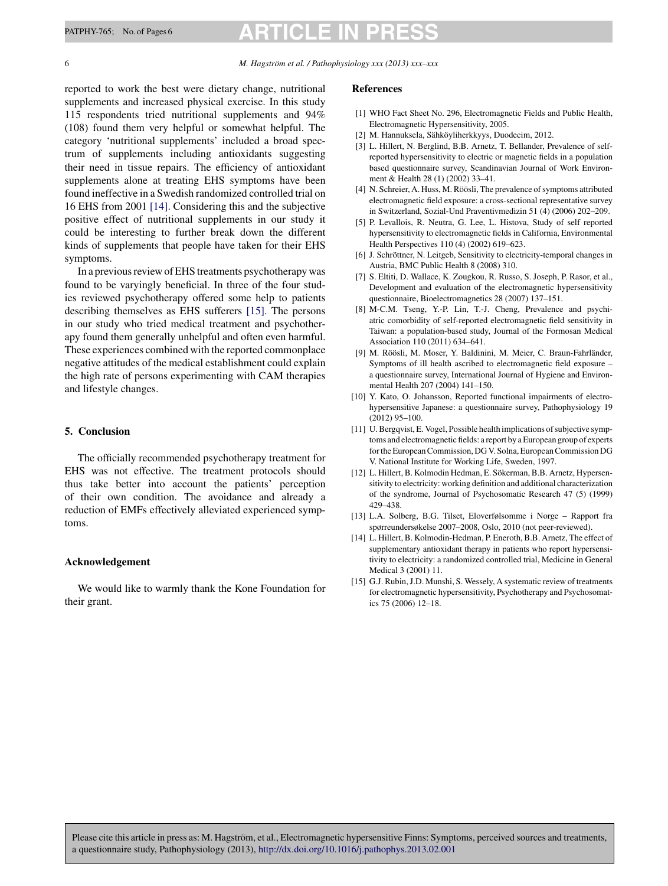reported to work the best were dietary change, nutritional supplements and increased physical exercise. In this study 115 respondents tried nutritional supplements and 94% (108) found them very helpful or somewhat helpful. The category 'nutritional supplements' included a broad spectrum of supplements including antioxidants suggesting their need in tissue repairs. The efficiency of antioxidant supplements alone at treating EHS symptoms have been found ineffective in a Swedish randomized controlled trial on 16 EHS from 2001 [14]. Considering this and the subjective positive effect of nutritional supplements in our study it could be interesting to further break down the different kinds of supplements that people have taken for their EHS symptoms.

In a previous review of EHS treatments psychotherapy was found to be varyingly beneficial. In three of the four studies reviewed psychotherapy offered some help to patients describing themselves as EHS sufferers [15]. The persons in our study who tried medical treatment and psychotherapy found them generally unhelpful and often even harmful. These experiences combined with the reported commonplace negative attitudes of the medical establishment could explain the high rate of persons experimenting with CAM therapies and lifestyle changes.

## 5. Conclusion

The officially recommended psychotherapy treatment for EHS was not effective. The treatment protocols should thus take better into account the patients' perception of their own condition. The avoidance and already a reduction of EMFs effectively alleviated experienced symptoms.

## Acknowledgement

We would like to warmly thank the Kone Foundation for their grant.

## References

[1] WHO Fact Sheet No. 296, Electromagnetic Fields and Public Health, Electromagnetic Hypersensitivity, 2005.

[2] M. Hannuksela, Sähköyliherkkyys, Duodecim, 2012.

[3] L. Hillert, N. Berglind, B.B. Arnetz, T. Bellander, Prevalence of self-reported hypersensitivity to electric or magnetic fields in a population based questionnaire survey, Scandinavian Journal of Work Environment & Health 28 (1) (2002) 33–41.

[4] N. Schreier, A. Huss, M. Röösli, The prevalence of symptoms attributed electromagnetic field exposure: a cross-sectional representative survey in Switzerland, Sozial-Und Praventivmedizin 51 (4) (2006) 202–209.

[5] P. Levallois, R. Neutra, G. Lee, L. Histova, Study of self reported hypersensitivity to electromagnetic fields in California, Environmental Health Perspectives 110 (4) (2002) 619–623.

[6] J. Schröttner, N. Leitgeb, Sensitivity to electricity-temporal changes in Austria, BMC Public Health 8 (2008) 310.

[7] S. Eltiti, D. Wallace, K. Zougkou, R. Russo, S. Joseph, P. Rasor, et al., Development and evaluation of the electromagnetic hypersensitivity questionnaire, Bioelectromagnetics 28 (2007) 137–151.

[8] M-C.M. Tseng, Y.-P. Lin, T.-J. Cheng, Prevalence and psychiatric comorbidity of self-reported electromagnetic field sensitivity in Taiwan: a population-based study, Journal of the Formosan Medical Association 110 (2011) 634–641.

[9] M. Röösli, M. Moser, Y. Baldinini, M. Meier, C. Braun-Fahrländer, Symptoms of ill health ascribed to electromagnetic field exposure – a questionnaire survey, International Journal of Hygiene and Environmental Health 207 (2004) 141–150.

[10] Y. Kato, O. Johansson, Reported functional impairments of electrohypersensitive Japanese: a questionnaire survey, Pathophysiology 19 (2012) 95–100.

[11] U. Bergqvist, E. Vogel, Possible health implications of subjective symptoms and electromagnetic fields: a report by a European group of experts for the European Commission, DG V. Solna, European Commission DG V. National Institute for Working Life, Sweden, 1997.

[12] L. Hillert, B. Kolmodin Hedman, E. Sökerman, B.B. Arnetz, Hypersensitivity to electricity: working definition and additional characterization of the syndrome, Journal of Psychosomatic Research 47 (5) (1999) 429–438.

[13] L.A. Solberg, B.G. Tilset, Eloverfølsomme i Norge – Rapport fra spørreundersøkelse 2007–2008, Oslo, 2010 (not peer-reviewed).

[14] L. Hillert, B. Kolmodin-Hedman, P. Eneroth, B.B. Arnetz, The effect of supplementary antioxidant therapy in patients who report hypersensitivity to electricity: a randomized controlled trial, Medicine in General Medical 3 (2001) 11.

[15] G.J. Rubin, J.D. Munshi, S. Wessely, A systematic review of treatments for electromagnetic hypersensitivity, Psychotherapy and Psychosomatics 75 (2006) 12–18.